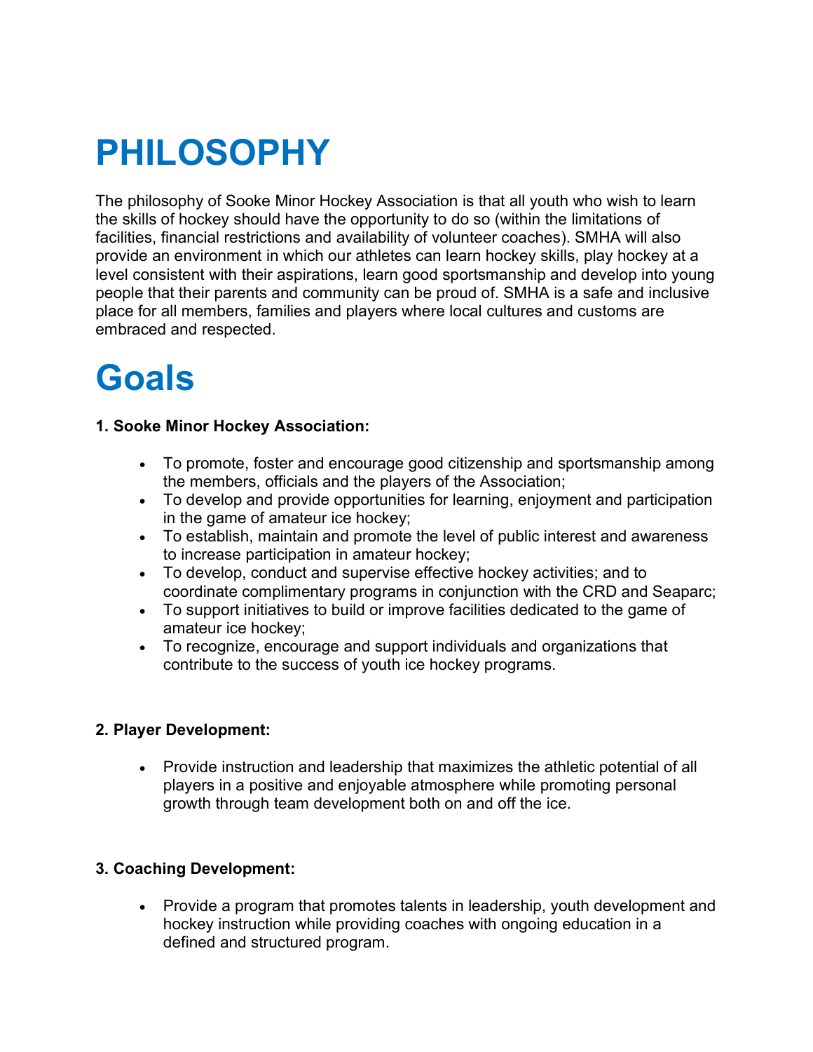# PHILOSOPHY

The philosophy of Sooke Minor Hockey Association is that all youth who wish to learn the skills of hockey should have the opportunity to do so (within the limitations of facilities, financial restrictions and availability of volunteer coaches). SMHA will also provide an environment in which our athletes can learn hockey skills, play hockey at a level consistent with their aspirations, learn good sportsmanship and develop into young people that their parents and community can be proud of. SMHA is a safe and inclusive place for all members, families and players where local cultures and customs are embraced and respected.

# Goals

**1. Sooke Minor Hockey Association:**

- To promote, foster and encourage good citizenship and sportsmanship among the members, officials and the players of the Association;
- To develop and provide opportunities for learning, enjoyment and participation in the game of amateur ice hockey;
- To establish, maintain and promote the level of public interest and awareness to increase participation in amateur hockey;
- To develop, conduct and supervise effective hockey activities; and to coordinate complimentary programs in conjunction with the CRD and Seaparc;
- To support initiatives to build or improve facilities dedicated to the game of amateur ice hockey;
- To recognize, encourage and support individuals and organizations that contribute to the success of youth ice hockey programs.

**2. Player Development:**

- Provide instruction and leadership that maximizes the athletic potential of all players in a positive and enjoyable atmosphere while promoting personal growth through team development both on and off the ice.

**3. Coaching Development:**

- Provide a program that promotes talents in leadership, youth development and hockey instruction while providing coaches with ongoing education in a defined and structured program.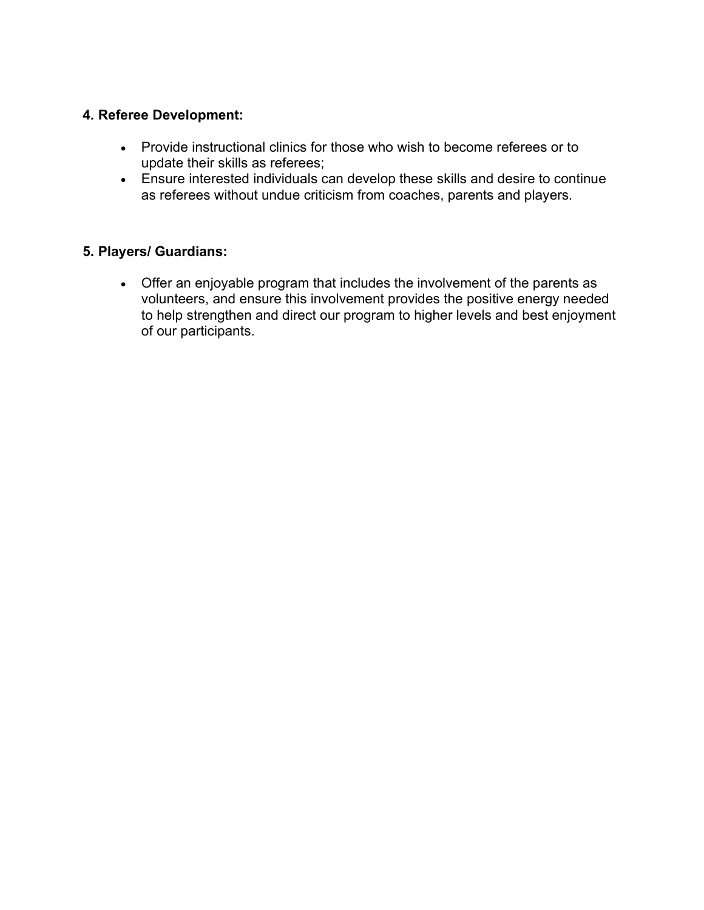**4. Referee Development:**

- Provide instructional clinics for those who wish to become referees or to update their skills as referees;
- Ensure interested individuals can develop these skills and desire to continue as referees without undue criticism from coaches, parents and players.

**5. Players/ Guardians:**

- Offer an enjoyable program that includes the involvement of the parents as volunteers, and ensure this involvement provides the positive energy needed to help strengthen and direct our program to higher levels and best enjoyment of our participants.